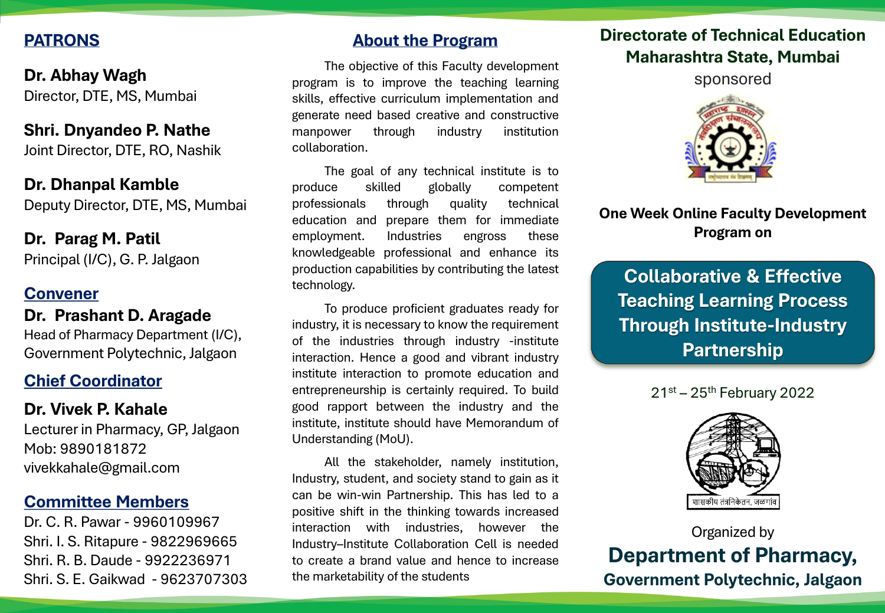## PATRONS

**Dr. Abhay Wagh**
Director, DTE, MS, Mumbai

**Shri. Dnyandeo P. Nathe**
Joint Director, DTE, RO, Nashik

**Dr. Dhanpal Kamble**
Deputy Director, DTE, MS, Mumbai

**Dr. Parag M. Patil**
Principal (I/C), G. P. Jalgaon

## Convener

**Dr. Prashant D. Aragade**
Head of Pharmacy Department (I/C),
Government Polytechnic, Jalgaon

## Chief Coordinator

**Dr. Vivek P. Kahale**
Lecturer in Pharmacy, GP, Jalgaon
Mob: 9890181872
vivekkahale@gmail.com

## Committee Members

Dr. C. R. Pawar - 9960109967
Shri. I. S. Ritapure - 9822969665
Shri. R. B. Daude - 9922236971
Shri. S. E. Gaikwad - 9623707303

## About the Program

The objective of this Faculty development program is to improve the teaching learning skills, effective curriculum implementation and generate need based creative and constructive manpower through industry institution collaboration.

The goal of any technical institute is to produce skilled globally competent professionals through quality technical education and prepare them for immediate employment. Industries engross these knowledgeable professional and enhance its production capabilities by contributing the latest technology.

To produce proficient graduates ready for industry, it is necessary to know the requirement of the industries through industry -institute interaction. Hence a good and vibrant industry institute interaction to promote education and entrepreneurship is certainly required. To build good rapport between the industry and the institute, institute should have Memorandum of Understanding (MoU).

All the stakeholder, namely institution, Industry, student, and society stand to gain as it can be win-win Partnership. This has led to a positive shift in the thinking towards increased interaction with industries, however the Industry–Institute Collaboration Cell is needed to create a brand value and hence to increase the marketability of the students

**Directorate of Technical Education Maharashtra State, Mumbai**

sponsored

**One Week Online Faculty Development Program on**

# Collaborative & Effective Teaching Learning Process Through Institute-Industry Partnership

21st – 25th February 2022

शासकीय तंत्रनिकेतन, जळगांव

Organized by

**Department of Pharmacy,**
**Government Polytechnic, Jalgaon**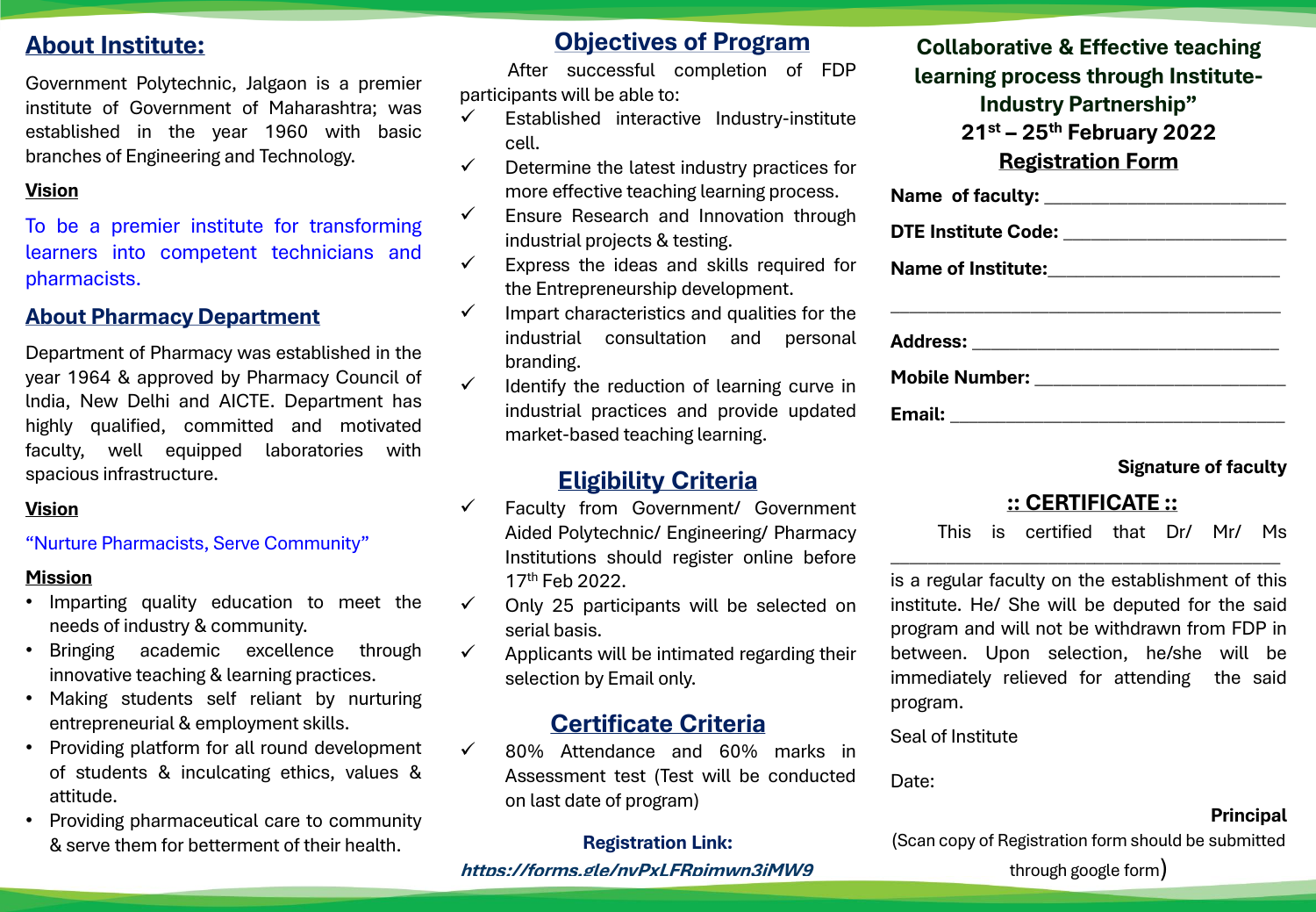## About Institute:

Government Polytechnic, Jalgaon is a premier institute of Government of Maharashtra; was established in the year 1960 with basic branches of Engineering and Technology.

**Vision**

To be a premier institute for transforming learners into competent technicians and pharmacists.

## About Pharmacy Department

Department of Pharmacy was established in the year 1964 & approved by Pharmacy Council of India, New Delhi and AICTE. Department has highly qualified, committed and motivated faculty, well equipped laboratories with spacious infrastructure.

**Vision**

"Nurture Pharmacists, Serve Community"

**Mission**

- Imparting quality education to meet the needs of industry & community.
- Bringing academic excellence through innovative teaching & learning practices.
- Making students self reliant by nurturing entrepreneurial & employment skills.
- Providing platform for all round development of students & inculcating ethics, values & attitude.
- Providing pharmaceutical care to community & serve them for betterment of their health.

## Objectives of Program

After successful completion of FDP participants will be able to:

- ✓ Established interactive Industry-institute cell.
- ✓ Determine the latest industry practices for more effective teaching learning process.
- ✓ Ensure Research and Innovation through industrial projects & testing.
- ✓ Express the ideas and skills required for the Entrepreneurship development.
- ✓ Impart characteristics and qualities for the industrial consultation and personal branding.
- ✓ Identify the reduction of learning curve in industrial practices and provide updated market-based teaching learning.

## Eligibility Criteria

- ✓ Faculty from Government/ Government Aided Polytechnic/ Engineering/ Pharmacy Institutions should register online before 17th Feb 2022.
- ✓ Only 25 participants will be selected on serial basis.
- ✓ Applicants will be intimated regarding their selection by Email only.

## Certificate Criteria

- ✓ 80% Attendance and 60% marks in Assessment test (Test will be conducted on last date of program)

**Registration Link:**

***https://forms.gle/nvPxLFRpimwn3iMW9***

### Collaborative & Effective teaching learning process through Institute-Industry Partnership"

### 21st – 25th February 2022

### Registration Form

**Name of faculty:** ________________________

**DTE Institute Code:** ________________________

**Name of Institute:**________________________

________________________________________

**Address:** ________________________________

**Mobile Number:** __________________________

**Email:** ___________________________________

**Signature of faculty**

### :: CERTIFICATE ::

This is certified that Dr/ Mr/ Ms ________________________________________ is a regular faculty on the establishment of this institute. He/ She will be deputed for the said program and will not be withdrawn from FDP in between. Upon selection, he/she will be immediately relieved for attending the said program.

Seal of Institute

Date:

**Principal**

(Scan copy of Registration form should be submitted through google form)